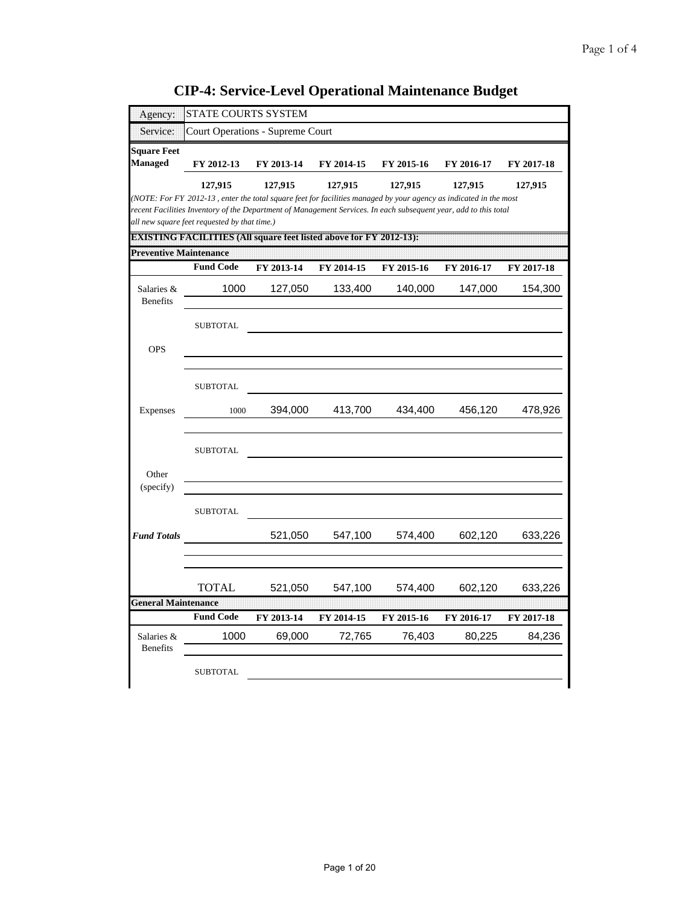# CIP-4: Service-Level Operational Maintenance Budget

| Agency: | STATE COURTS SYSTEM |
|---|---|
| Service: | Court Operations - Supreme Court |

| Square Feet Managed | FY 2012-13 | FY 2013-14 | FY 2014-15 | FY 2015-16 | FY 2016-17 | FY 2017-18 |
|---|---|---|---|---|---|---|
| | 127,915 | 127,915 | 127,915 | 127,915 | 127,915 | 127,915 |

*(NOTE: For FY 2012-13 , enter the total square feet for facilities managed by your agency as indicated in the most recent Facilities Inventory of the Department of Management Services. In each subsequent year, add to this total all new square feet requested by that time.)*

**EXISTING FACILITIES (All square feet listed above for FY 2012-13):**

**Preventive Maintenance**

| | Fund Code | FY 2013-14 | FY 2014-15 | FY 2015-16 | FY 2016-17 | FY 2017-18 |
|---|---|---|---|---|---|---|
| Salaries & Benefits | 1000 | 127,050 | 133,400 | 140,000 | 147,000 | 154,300 |
| | SUBTOTAL | | | | | |
| OPS | | | | | | |
| | SUBTOTAL | | | | | |
| Expenses | 1000 | 394,000 | 413,700 | 434,400 | 456,120 | 478,926 |
| | SUBTOTAL | | | | | |
| Other (specify) | | | | | | |
| | SUBTOTAL | | | | | |
| *Fund Totals* | | 521,050 | 547,100 | 574,400 | 602,120 | 633,226 |
| | TOTAL | 521,050 | 547,100 | 574,400 | 602,120 | 633,226 |

**General Maintenance**

| | Fund Code | FY 2013-14 | FY 2014-15 | FY 2015-16 | FY 2016-17 | FY 2017-18 |
|---|---|---|---|---|---|---|
| Salaries & Benefits | 1000 | 69,000 | 72,765 | 76,403 | 80,225 | 84,236 |
| | SUBTOTAL | | | | | |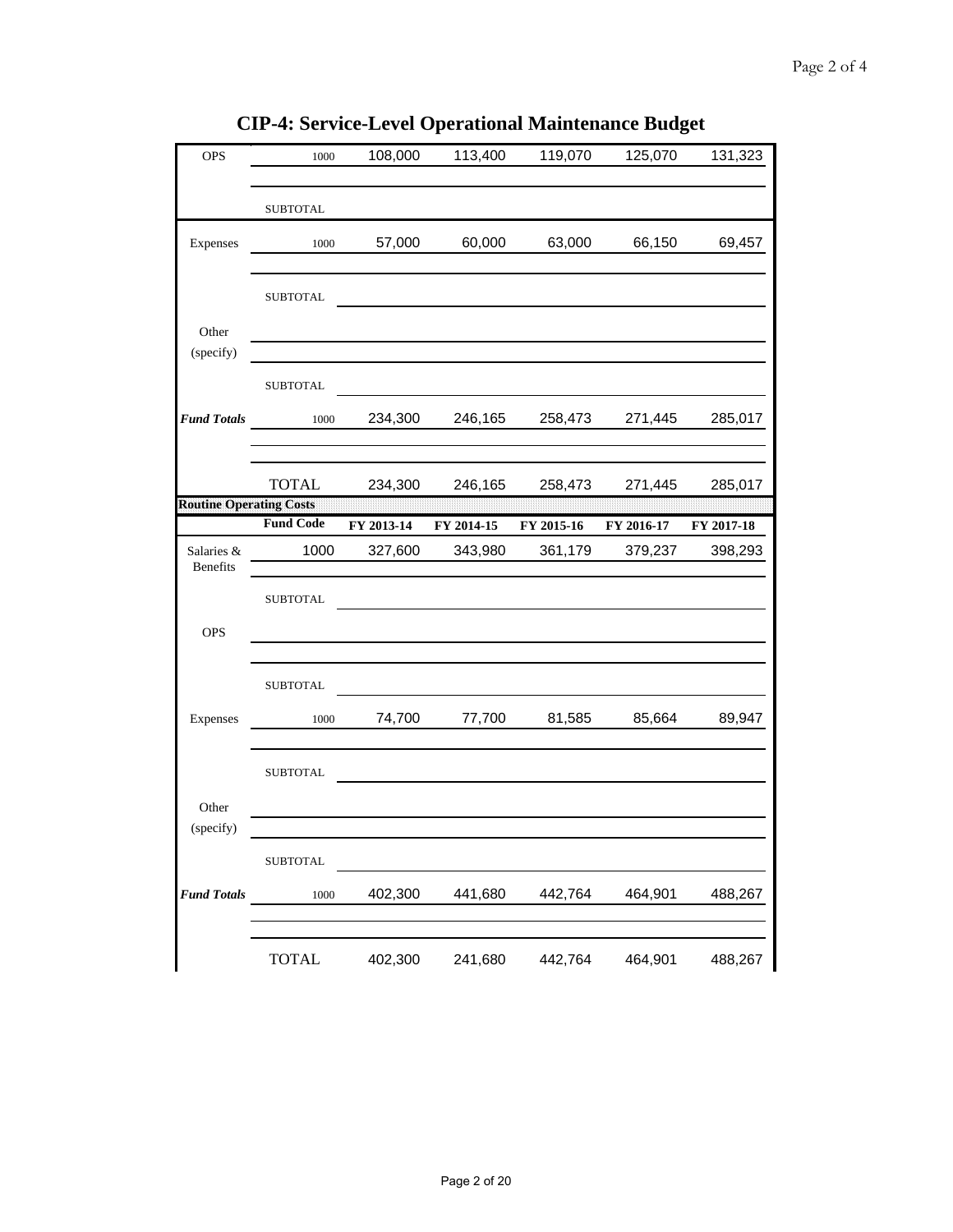# CIP-4: Service-Level Operational Maintenance Budget

| | Fund Code | | | | | |
|---|---|---|---|---|---|---|
| OPS | 1000 | 108,000 | 113,400 | 119,070 | 125,070 | 131,323 |
| | | | | | | |
| | SUBTOTAL | | | | | |
| Expenses | 1000 | 57,000 | 60,000 | 63,000 | 66,150 | 69,457 |
| | | | | | | |
| | SUBTOTAL | | | | | |
| Other (specify) | | | | | | |
| | | | | | | |
| | SUBTOTAL | | | | | |
| ***Fund Totals*** | 1000 | 234,300 | 246,165 | 258,473 | 271,445 | 285,017 |
| | | | | | | |
| | | | | | | |
| | TOTAL | 234,300 | 246,165 | 258,473 | 271,445 | 285,017 |

**Routine Operating Costs**

| | Fund Code | FY 2013-14 | FY 2014-15 | FY 2015-16 | FY 2016-17 | FY 2017-18 |
|---|---|---|---|---|---|---|
| Salaries & Benefits | 1000 | 327,600 | 343,980 | 361,179 | 379,237 | 398,293 |
| | | | | | | |
| | SUBTOTAL | | | | | |
| OPS | | | | | | |
| | | | | | | |
| | SUBTOTAL | | | | | |
| Expenses | 1000 | 74,700 | 77,700 | 81,585 | 85,664 | 89,947 |
| | | | | | | |
| | SUBTOTAL | | | | | |
| Other (specify) | | | | | | |
| | | | | | | |
| | SUBTOTAL | | | | | |
| ***Fund Totals*** | 1000 | 402,300 | 441,680 | 442,764 | 464,901 | 488,267 |
| | | | | | | |
| | | | | | | |
| | TOTAL | 402,300 | 241,680 | 442,764 | 464,901 | 488,267 |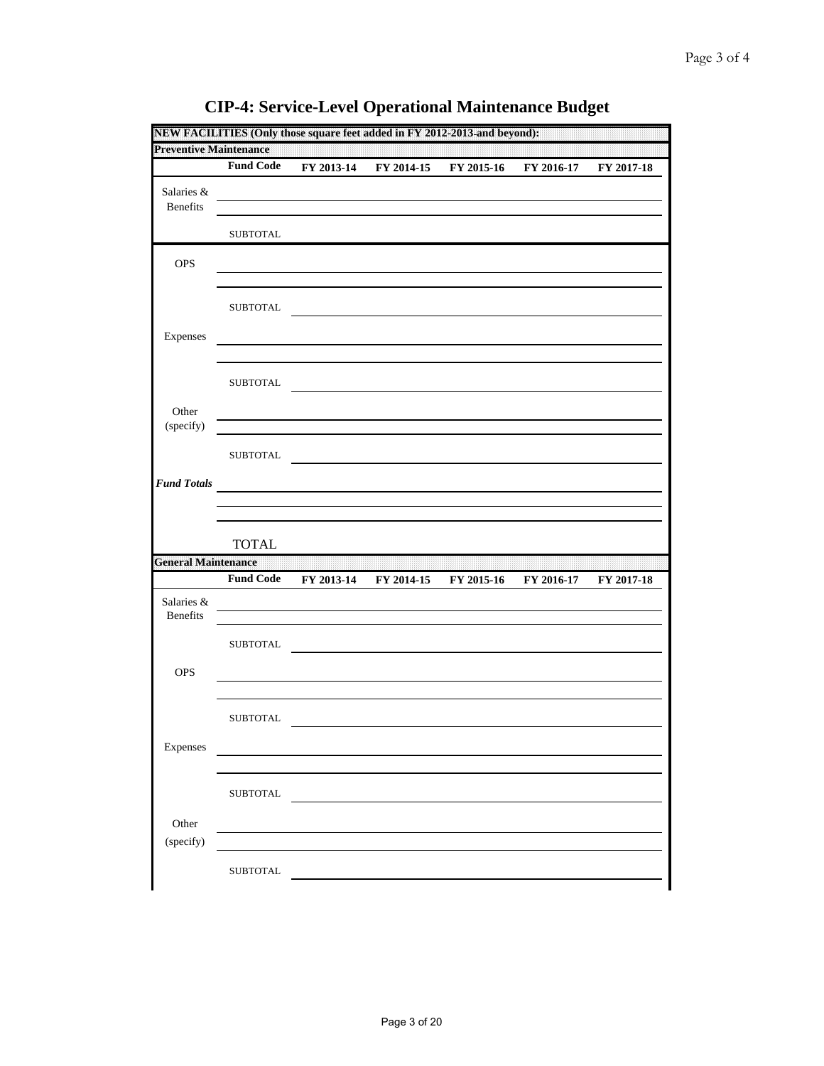# CIP-4: Service-Level Operational Maintenance Budget

**NEW FACILITIES (Only those square feet added in FY 2012-2013 and beyond):**

**Preventive Maintenance**

| | Fund Code | FY 2013-14 | FY 2014-15 | FY 2015-16 | FY 2016-17 | FY 2017-18 |
|---|---|---|---|---|---|---|
| Salaries & Benefits | | | | | | |
| | | | | | | |
| | SUBTOTAL | | | | | |
| OPS | | | | | | |
| | | | | | | |
| | SUBTOTAL | | | | | |
| Expenses | | | | | | |
| | | | | | | |
| | SUBTOTAL | | | | | |
| Other (specify) | | | | | | |
| | | | | | | |
| | SUBTOTAL | | | | | |
| *Fund Totals* | | | | | | |
| | | | | | | |
| | | | | | | |
| | TOTAL | | | | | |

**General Maintenance**

| | Fund Code | FY 2013-14 | FY 2014-15 | FY 2015-16 | FY 2016-17 | FY 2017-18 |
|---|---|---|---|---|---|---|
| Salaries & Benefits | | | | | | |
| | | | | | | |
| | SUBTOTAL | | | | | |
| OPS | | | | | | |
| | | | | | | |
| | SUBTOTAL | | | | | |
| Expenses | | | | | | |
| | | | | | | |
| | SUBTOTAL | | | | | |
| Other (specify) | | | | | | |
| | | | | | | |
| | SUBTOTAL | | | | | |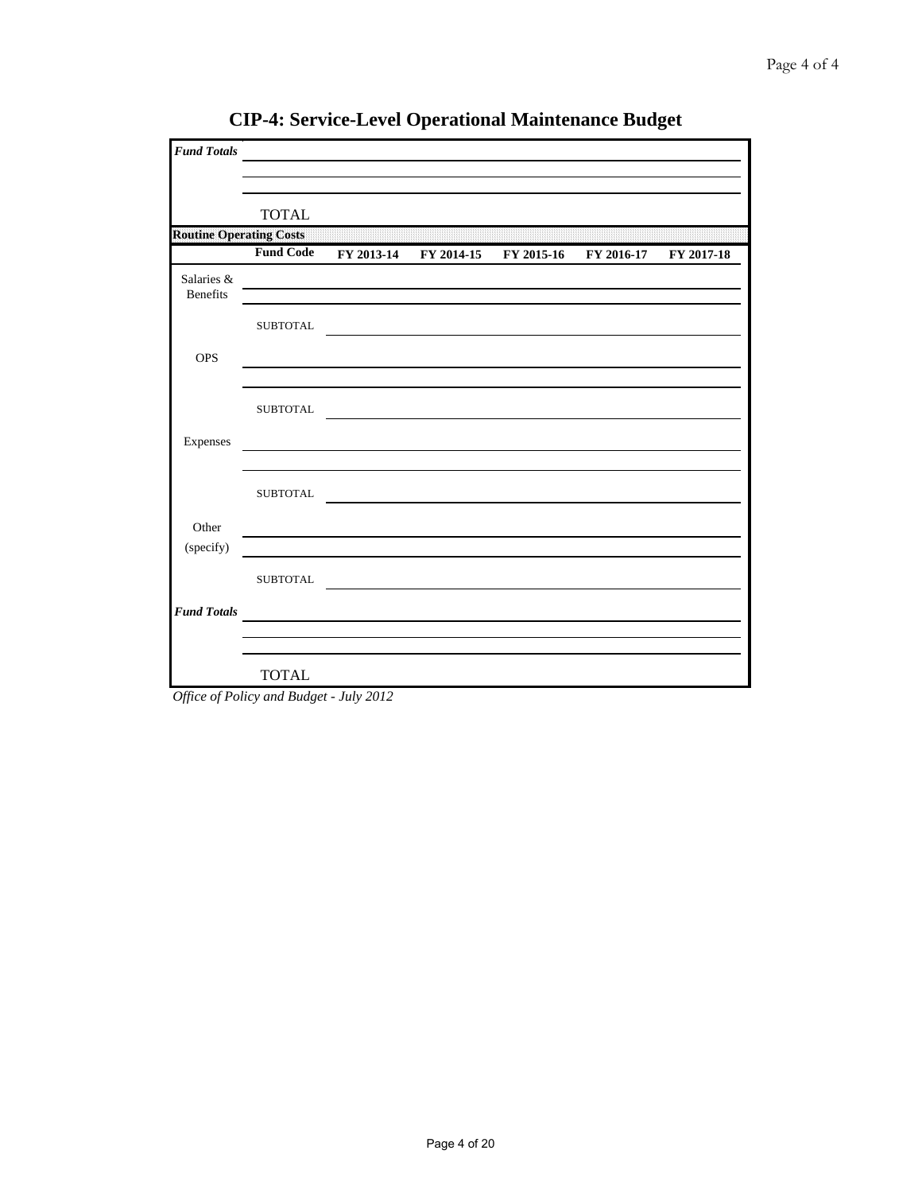# CIP-4: Service-Level Operational Maintenance Budget

| | | | | | | |
|---|---|---|---|---|---|---|
| ***Fund Totals*** | | | | | | |
| | | | | | | |
| | | | | | | |
| | TOTAL | | | | | |
| **Routine Operating Costs** | | | | | | |
| | **Fund Code** | **FY 2013-14** | **FY 2014-15** | **FY 2015-16** | **FY 2016-17** | **FY 2017-18** |
| Salaries & Benefits | | | | | | |
| | | | | | | |
| | SUBTOTAL | | | | | |
| OPS | | | | | | |
| | | | | | | |
| | SUBTOTAL | | | | | |
| Expenses | | | | | | |
| | | | | | | |
| | SUBTOTAL | | | | | |
| Other (specify) | | | | | | |
| | | | | | | |
| | SUBTOTAL | | | | | |
| ***Fund Totals*** | | | | | | |
| | | | | | | |
| | | | | | | |
| | TOTAL | | | | | |

*Office of Policy and Budget - July 2012*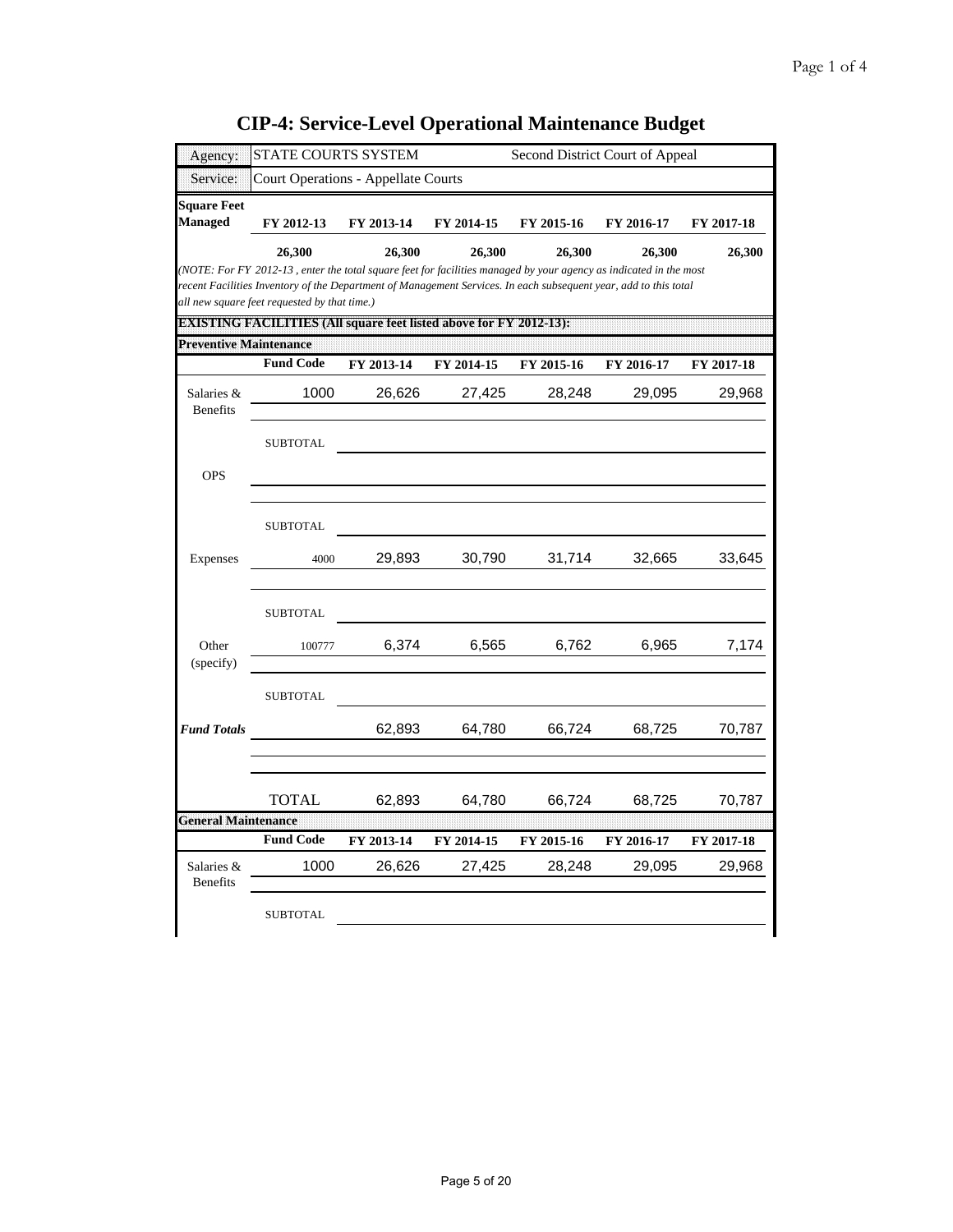# CIP-4: Service-Level Operational Maintenance Budget

| Agency: | STATE COURTS SYSTEM | Second District Court of Appeal |
|---|---|---|
| Service: | Court Operations - Appellate Courts | |

| Square Feet Managed | FY 2012-13 | FY 2013-14 | FY 2014-15 | FY 2015-16 | FY 2016-17 | FY 2017-18 |
|---|---|---|---|---|---|---|
| | 26,300 | 26,300 | 26,300 | 26,300 | 26,300 | 26,300 |

*(NOTE: For FY 2012-13 , enter the total square feet for facilities managed by your agency as indicated in the most recent Facilities Inventory of the Department of Management Services. In each subsequent year, add to this total all new square feet requested by that time.)*

**EXISTING FACILITIES (All square feet listed above for FY 2012-13):**

**Preventive Maintenance**

| | Fund Code | FY 2013-14 | FY 2014-15 | FY 2015-16 | FY 2016-17 | FY 2017-18 |
|---|---|---|---|---|---|---|
| Salaries & Benefits | 1000 | 26,626 | 27,425 | 28,248 | 29,095 | 29,968 |
| | SUBTOTAL | | | | | |
| OPS | | | | | | |
| | SUBTOTAL | | | | | |
| Expenses | 4000 | 29,893 | 30,790 | 31,714 | 32,665 | 33,645 |
| | SUBTOTAL | | | | | |
| Other (specify) | 100777 | 6,374 | 6,565 | 6,762 | 6,965 | 7,174 |
| | SUBTOTAL | | | | | |
| *Fund Totals* | | 62,893 | 64,780 | 66,724 | 68,725 | 70,787 |
| | TOTAL | 62,893 | 64,780 | 66,724 | 68,725 | 70,787 |

**General Maintenance**

| | Fund Code | FY 2013-14 | FY 2014-15 | FY 2015-16 | FY 2016-17 | FY 2017-18 |
|---|---|---|---|---|---|---|
| Salaries & Benefits | 1000 | 26,626 | 27,425 | 28,248 | 29,095 | 29,968 |
| | SUBTOTAL | | | | | |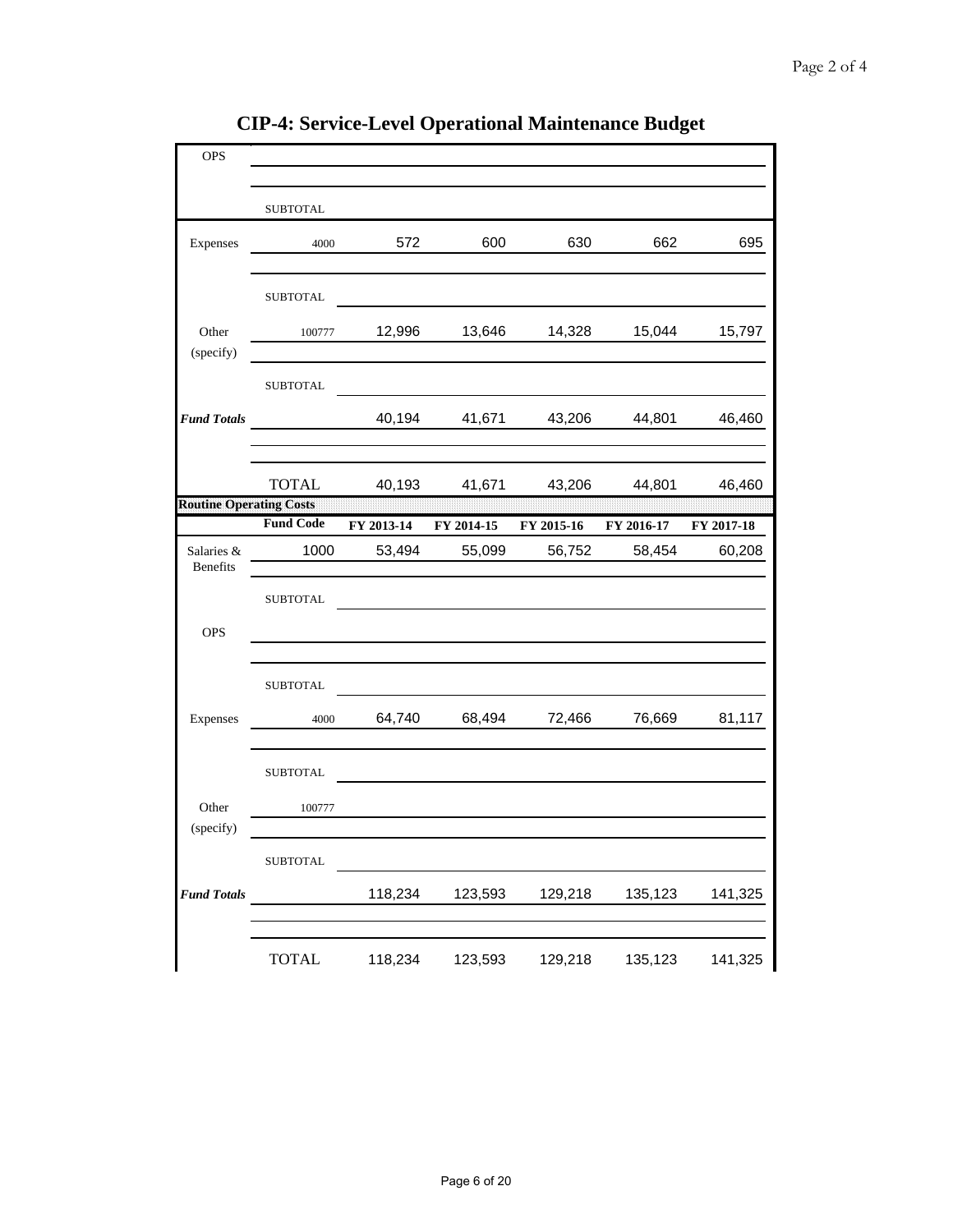# CIP-4: Service-Level Operational Maintenance Budget

| | Fund Code | FY 2013-14 | FY 2014-15 | FY 2015-16 | FY 2016-17 | FY 2017-18 |
|---|---|---|---|---|---|---|
| OPS | | | | | | |
| | | | | | | |
| | SUBTOTAL | | | | | |
| Expenses | 4000 | 572 | 600 | 630 | 662 | 695 |
| | | | | | | |
| | SUBTOTAL | | | | | |
| Other (specify) | 100777 | 12,996 | 13,646 | 14,328 | 15,044 | 15,797 |
| | SUBTOTAL | | | | | |
| ***Fund Totals*** | | 40,194 | 41,671 | 43,206 | 44,801 | 46,460 |
| | | | | | | |
| | TOTAL | 40,193 | 41,671 | 43,206 | 44,801 | 46,460 |

**Routine Operating Costs**

| | Fund Code | FY 2013-14 | FY 2014-15 | FY 2015-16 | FY 2016-17 | FY 2017-18 |
|---|---|---|---|---|---|---|
| Salaries & Benefits | 1000 | 53,494 | 55,099 | 56,752 | 58,454 | 60,208 |
| | SUBTOTAL | | | | | |
| OPS | | | | | | |
| | | | | | | |
| | SUBTOTAL | | | | | |
| Expenses | 4000 | 64,740 | 68,494 | 72,466 | 76,669 | 81,117 |
| | | | | | | |
| | SUBTOTAL | | | | | |
| Other (specify) | 100777 | | | | | |
| | SUBTOTAL | | | | | |
| ***Fund Totals*** | | 118,234 | 123,593 | 129,218 | 135,123 | 141,325 |
| | | | | | | |
| | TOTAL | 118,234 | 123,593 | 129,218 | 135,123 | 141,325 |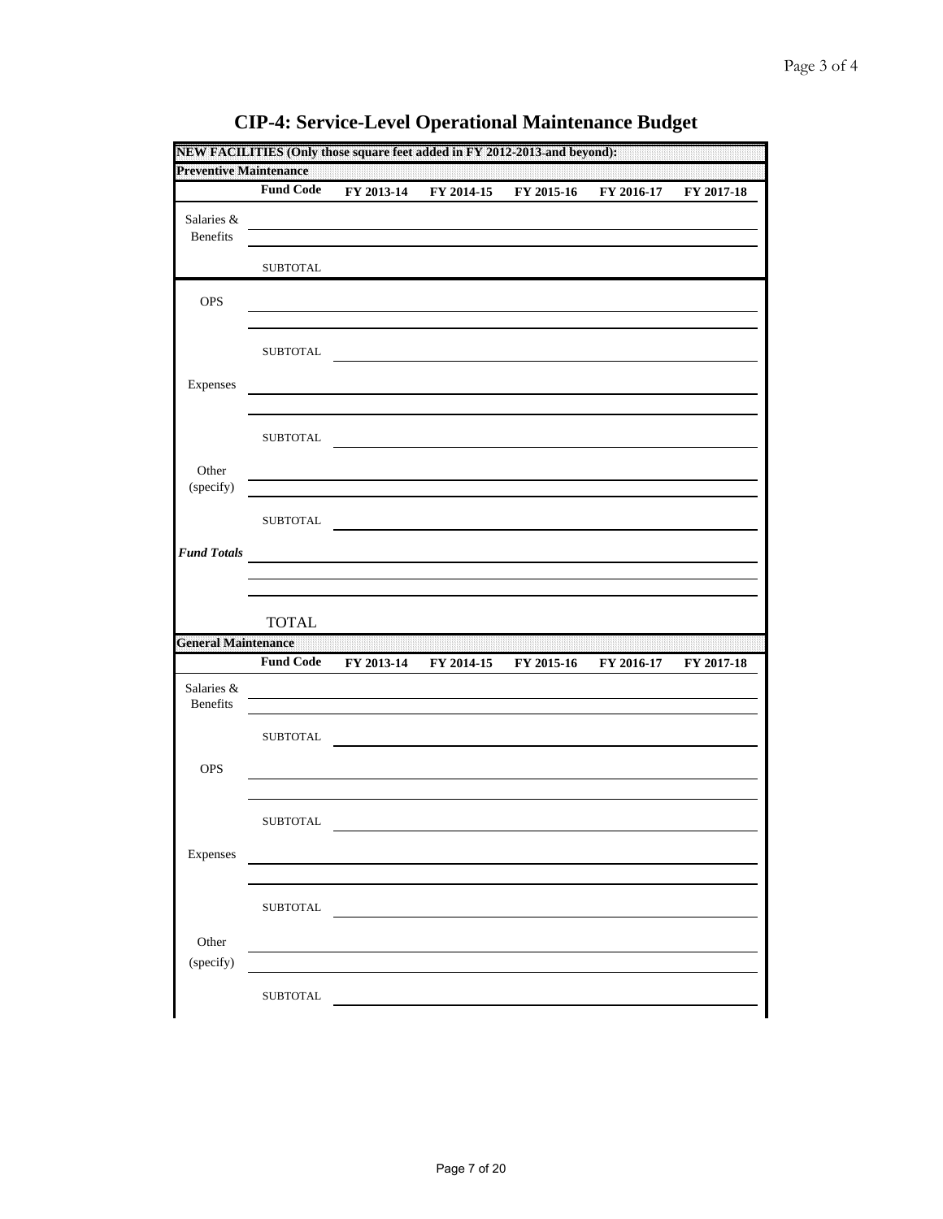# CIP-4: Service-Level Operational Maintenance Budget

**NEW FACILITIES (Only those square feet added in FY 2012-2013 and beyond):**

**Preventive Maintenance**

| | Fund Code | FY 2013-14 | FY 2014-15 | FY 2015-16 | FY 2016-17 | FY 2017-18 |
|---|---|---|---|---|---|---|
| Salaries & Benefits | | | | | | |
| | | | | | | |
| | SUBTOTAL | | | | | |
| OPS | | | | | | |
| | | | | | | |
| | SUBTOTAL | | | | | |
| Expenses | | | | | | |
| | | | | | | |
| | SUBTOTAL | | | | | |
| Other (specify) | | | | | | |
| | | | | | | |
| | SUBTOTAL | | | | | |
| *Fund Totals* | | | | | | |
| | | | | | | |
| | | | | | | |
| | TOTAL | | | | | |

**General Maintenance**

| | Fund Code | FY 2013-14 | FY 2014-15 | FY 2015-16 | FY 2016-17 | FY 2017-18 |
|---|---|---|---|---|---|---|
| Salaries & Benefits | | | | | | |
| | | | | | | |
| | SUBTOTAL | | | | | |
| OPS | | | | | | |
| | | | | | | |
| | SUBTOTAL | | | | | |
| Expenses | | | | | | |
| | | | | | | |
| | SUBTOTAL | | | | | |
| Other (specify) | | | | | | |
| | | | | | | |
| | SUBTOTAL | | | | | |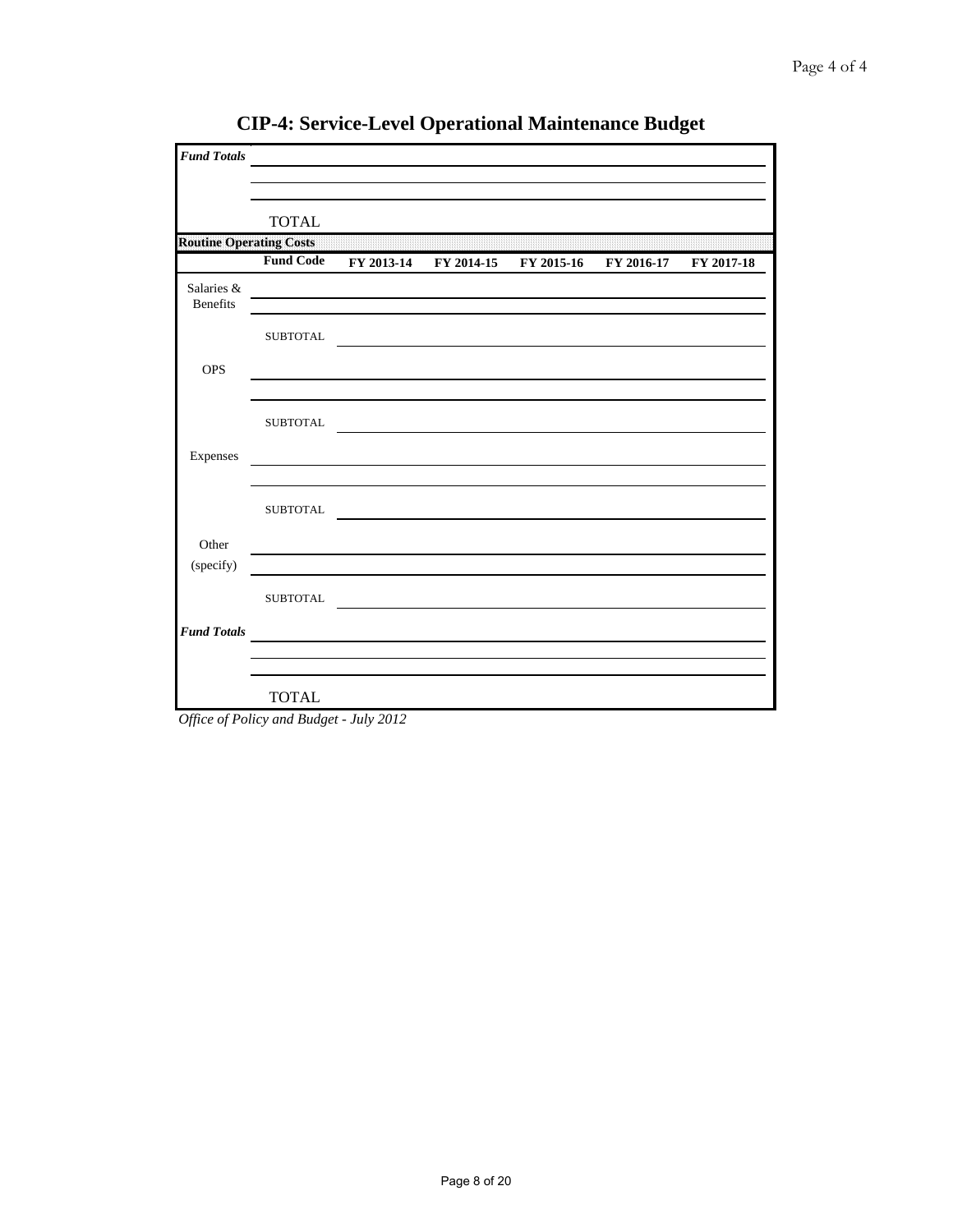# CIP-4: Service-Level Operational Maintenance Budget

| | | | | | | |
|---|---|---|---|---|---|---|
| ***Fund Totals*** | | | | | | |
| | | | | | | |
| | | | | | | |
| | TOTAL | | | | | |
| **Routine Operating Costs** | | | | | | |
| | **Fund Code** | **FY 2013-14** | **FY 2014-15** | **FY 2015-16** | **FY 2016-17** | **FY 2017-18** |
| Salaries & Benefits | | | | | | |
| | | | | | | |
| | SUBTOTAL | | | | | |
| OPS | | | | | | |
| | | | | | | |
| | SUBTOTAL | | | | | |
| Expenses | | | | | | |
| | | | | | | |
| | SUBTOTAL | | | | | |
| Other (specify) | | | | | | |
| | | | | | | |
| | SUBTOTAL | | | | | |
| ***Fund Totals*** | | | | | | |
| | | | | | | |
| | | | | | | |
| | TOTAL | | | | | |

*Office of Policy and Budget - July 2012*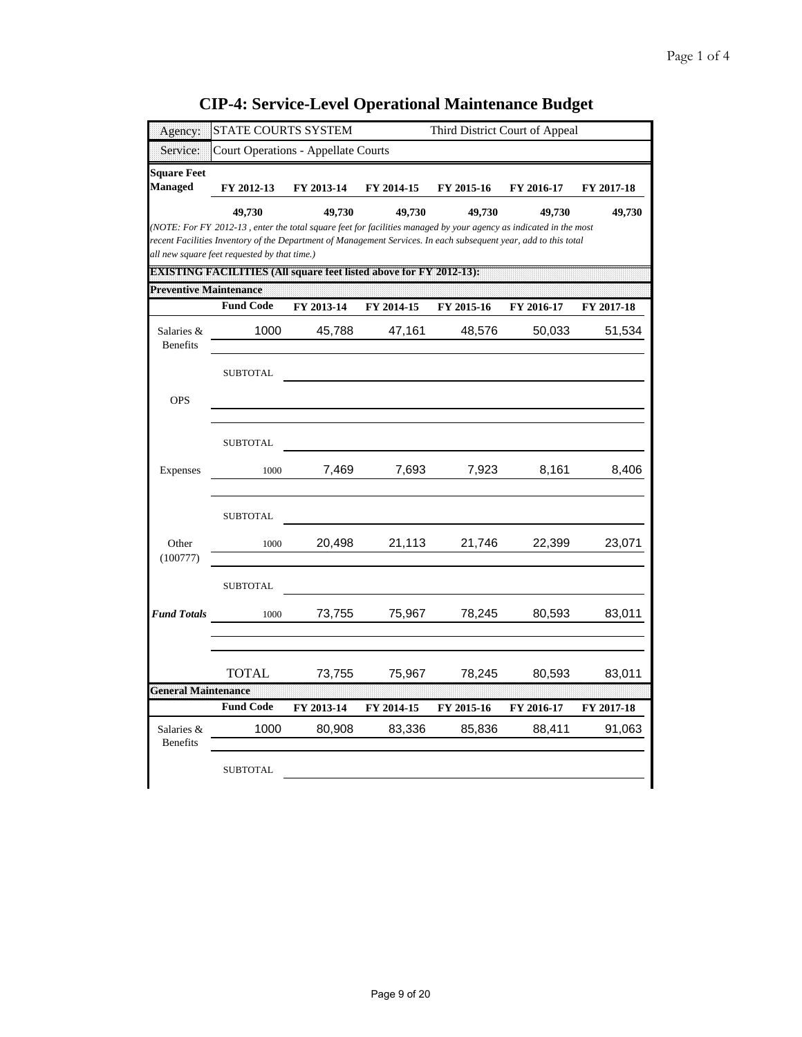# CIP-4: Service-Level Operational Maintenance Budget

| | | | |
|---|---|---|---|
| Agency: | STATE COURTS SYSTEM | | Third District Court of Appeal |
| Service: | Court Operations - Appellate Courts | | |

| Square Feet Managed | FY 2012-13 | FY 2013-14 | FY 2014-15 | FY 2015-16 | FY 2016-17 | FY 2017-18 |
|---|---|---|---|---|---|---|
| | 49,730 | 49,730 | 49,730 | 49,730 | 49,730 | 49,730 |

*(NOTE: For FY 2012-13 , enter the total square feet for facilities managed by your agency as indicated in the most recent Facilities Inventory of the Department of Management Services. In each subsequent year, add to this total all new square feet requested by that time.)*

**EXISTING FACILITIES (All square feet listed above for FY 2012-13):**

**Preventive Maintenance**

| | Fund Code | FY 2013-14 | FY 2014-15 | FY 2015-16 | FY 2016-17 | FY 2017-18 |
|---|---|---|---|---|---|---|
| Salaries & Benefits | 1000 | 45,788 | 47,161 | 48,576 | 50,033 | 51,534 |
| | SUBTOTAL | | | | | |
| OPS | | | | | | |
| | SUBTOTAL | | | | | |
| Expenses | 1000 | 7,469 | 7,693 | 7,923 | 8,161 | 8,406 |
| | SUBTOTAL | | | | | |
| Other (100777) | 1000 | 20,498 | 21,113 | 21,746 | 22,399 | 23,071 |
| | SUBTOTAL | | | | | |
| ***Fund Totals*** | 1000 | 73,755 | 75,967 | 78,245 | 80,593 | 83,011 |
| | TOTAL | 73,755 | 75,967 | 78,245 | 80,593 | 83,011 |

**General Maintenance**

| | Fund Code | FY 2013-14 | FY 2014-15 | FY 2015-16 | FY 2016-17 | FY 2017-18 |
|---|---|---|---|---|---|---|
| Salaries & Benefits | 1000 | 80,908 | 83,336 | 85,836 | 88,411 | 91,063 |
| | SUBTOTAL | | | | | |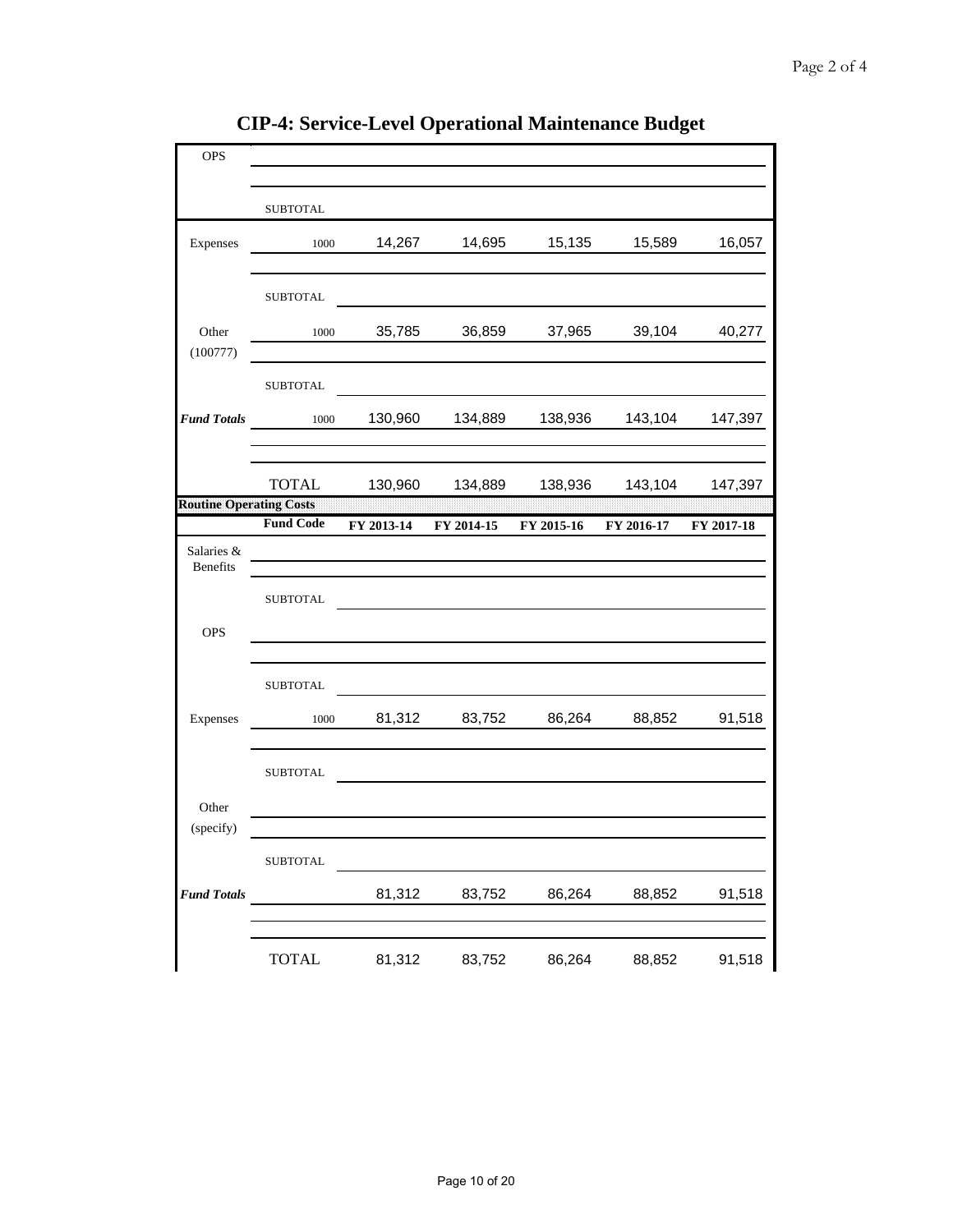# CIP-4: Service-Level Operational Maintenance Budget

| | | | | | | |
|---|---|---|---|---|---|---|
| OPS | | | | | | |
| | | | | | | |
| | SUBTOTAL | | | | | |
| Expenses | 1000 | 14,267 | 14,695 | 15,135 | 15,589 | 16,057 |
| | | | | | | |
| | SUBTOTAL | | | | | |
| Other (100777) | 1000 | 35,785 | 36,859 | 37,965 | 39,104 | 40,277 |
| | SUBTOTAL | | | | | |
| ***Fund Totals*** | 1000 | 130,960 | 134,889 | 138,936 | 143,104 | 147,397 |
| | | | | | | |
| | TOTAL | 130,960 | 134,889 | 138,936 | 143,104 | 147,397 |

**Routine Operating Costs**

| | Fund Code | FY 2013-14 | FY 2014-15 | FY 2015-16 | FY 2016-17 | FY 2017-18 |
|---|---|---|---|---|---|---|
| Salaries & Benefits | | | | | | |
| | SUBTOTAL | | | | | |
| OPS | | | | | | |
| | | | | | | |
| | SUBTOTAL | | | | | |
| Expenses | 1000 | 81,312 | 83,752 | 86,264 | 88,852 | 91,518 |
| | | | | | | |
| | SUBTOTAL | | | | | |
| Other (specify) | | | | | | |
| | SUBTOTAL | | | | | |
| ***Fund Totals*** | | 81,312 | 83,752 | 86,264 | 88,852 | 91,518 |
| | | | | | | |
| | TOTAL | 81,312 | 83,752 | 86,264 | 88,852 | 91,518 |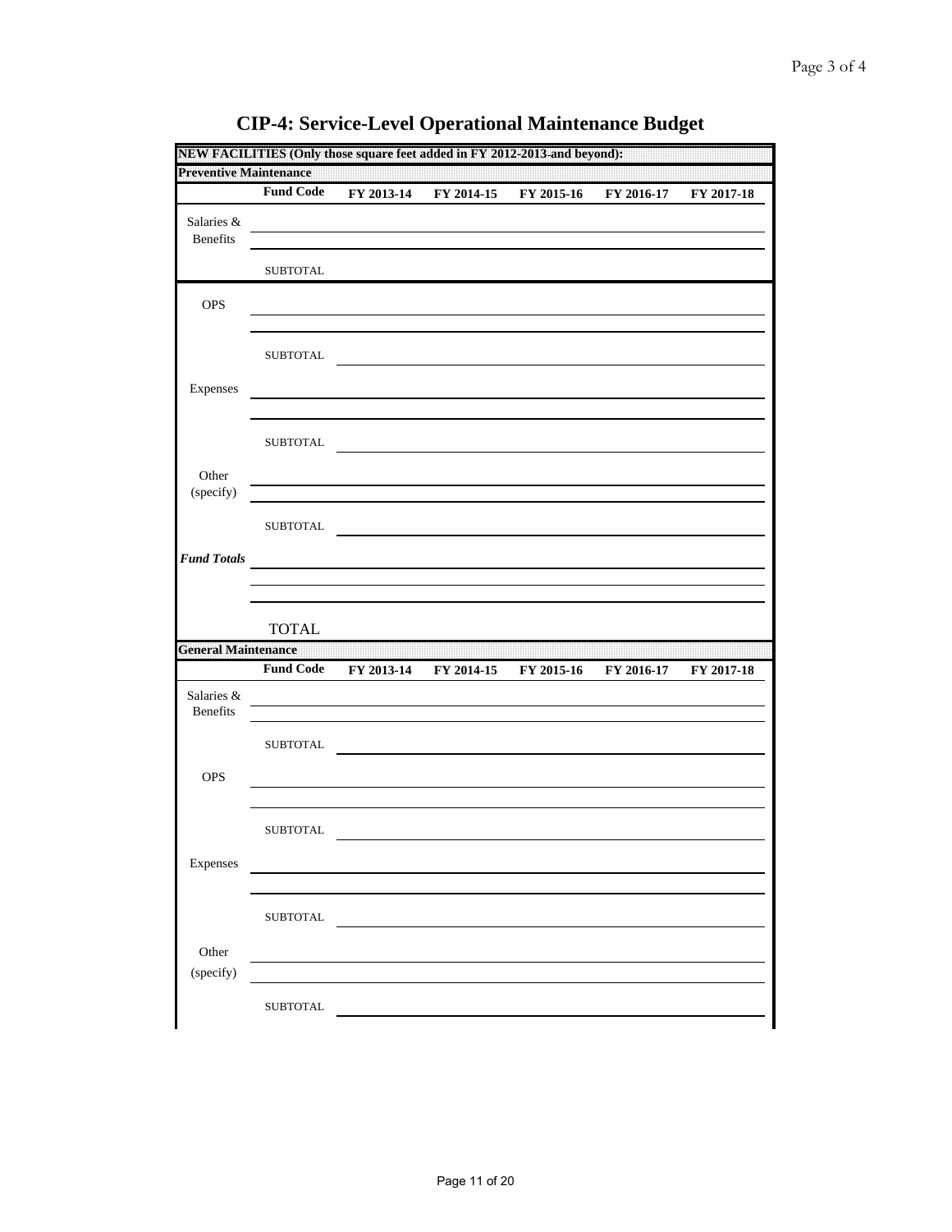# CIP-4: Service-Level Operational Maintenance Budget

**NEW FACILITIES (Only those square feet added in FY 2012-2013 and beyond):**

**Preventive Maintenance**

| | Fund Code | FY 2013-14 | FY 2014-15 | FY 2015-16 | FY 2016-17 | FY 2017-18 |
|---|---|---|---|---|---|---|
| Salaries & Benefits | | | | | | |
| | | | | | | |
| | SUBTOTAL | | | | | |
| OPS | | | | | | |
| | | | | | | |
| | SUBTOTAL | | | | | |
| Expenses | | | | | | |
| | | | | | | |
| | SUBTOTAL | | | | | |
| Other (specify) | | | | | | |
| | | | | | | |
| | SUBTOTAL | | | | | |
| *Fund Totals* | | | | | | |
| | | | | | | |
| | | | | | | |
| | TOTAL | | | | | |

**General Maintenance**

| | Fund Code | FY 2013-14 | FY 2014-15 | FY 2015-16 | FY 2016-17 | FY 2017-18 |
|---|---|---|---|---|---|---|
| Salaries & Benefits | | | | | | |
| | | | | | | |
| | SUBTOTAL | | | | | |
| OPS | | | | | | |
| | | | | | | |
| | SUBTOTAL | | | | | |
| Expenses | | | | | | |
| | | | | | | |
| | SUBTOTAL | | | | | |
| Other (specify) | | | | | | |
| | | | | | | |
| | SUBTOTAL | | | | | |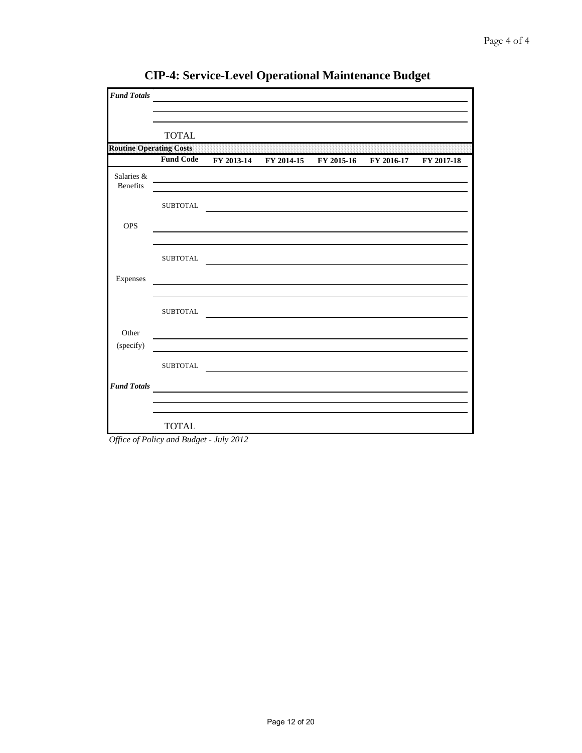## CIP-4: Service-Level Operational Maintenance Budget

| *Fund Totals* | | | | | | |
|---|---|---|---|---|---|---|
| | | | | | | |
| | | | | | | |
| | TOTAL | | | | | |
| **Routine Operating Costs** | | | | | | |
| | **Fund Code** | **FY 2013-14** | **FY 2014-15** | **FY 2015-16** | **FY 2016-17** | **FY 2017-18** |
| Salaries & Benefits | | | | | | |
| | | | | | | |
| | SUBTOTAL | | | | | |
| OPS | | | | | | |
| | | | | | | |
| | SUBTOTAL | | | | | |
| Expenses | | | | | | |
| | | | | | | |
| | SUBTOTAL | | | | | |
| Other (specify) | | | | | | |
| | | | | | | |
| | SUBTOTAL | | | | | |
| *Fund Totals* | | | | | | |
| | | | | | | |
| | | | | | | |
| | TOTAL | | | | | |

*Office of Policy and Budget - July 2012*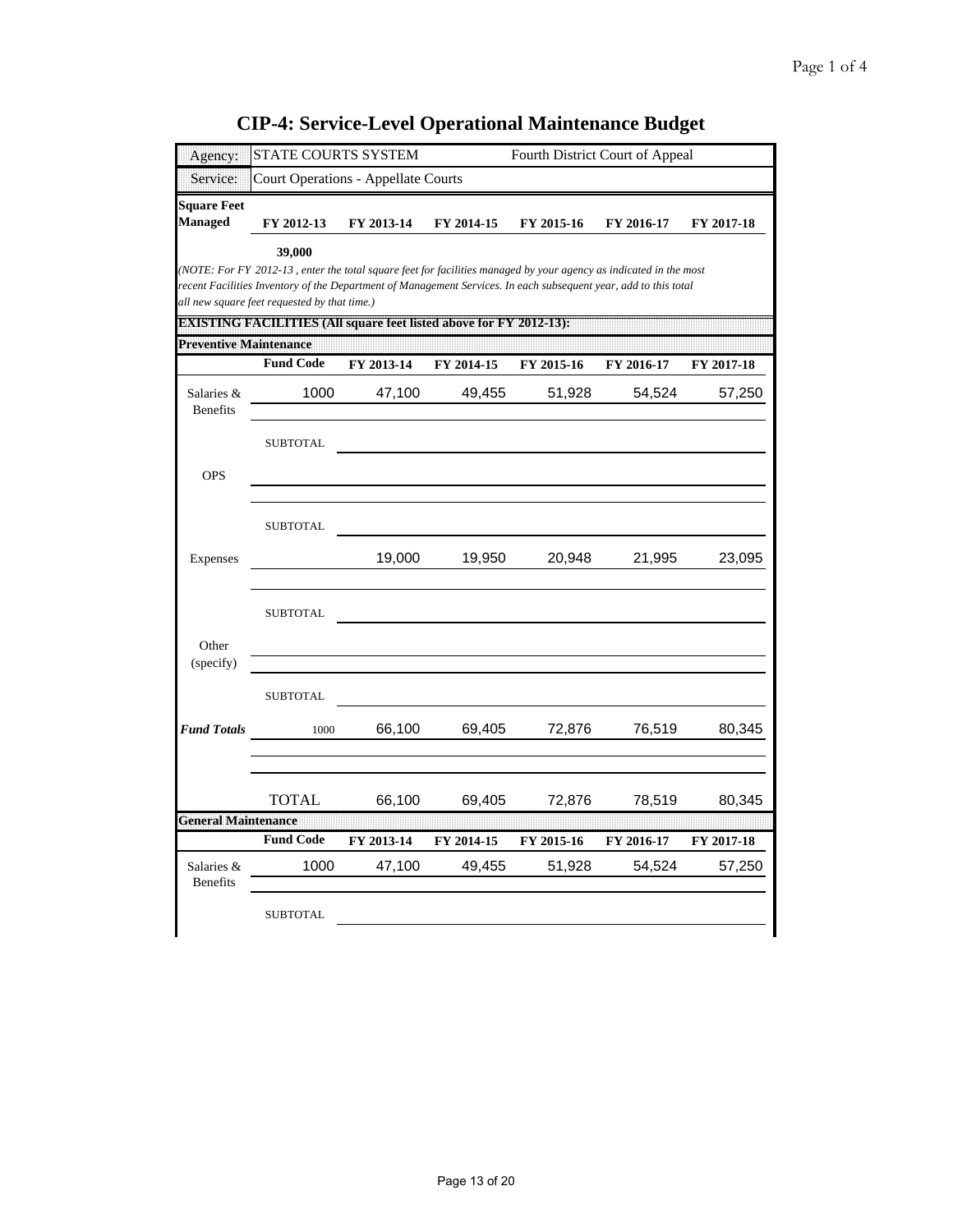# CIP-4: Service-Level Operational Maintenance Budget

| Agency: | STATE COURTS SYSTEM | | | Fourth District Court of Appeal | | |
|---|---|---|---|---|---|---|
| Service: | Court Operations - Appellate Courts | | | | | |

| Square Feet Managed | FY 2012-13 | FY 2013-14 | FY 2014-15 | FY 2015-16 | FY 2016-17 | FY 2017-18 |
|---|---|---|---|---|---|---|
| | 39,000 | | | | | |

*(NOTE: For FY 2012-13 , enter the total square feet for facilities managed by your agency as indicated in the most recent Facilities Inventory of the Department of Management Services. In each subsequent year, add to this total all new square feet requested by that time.)*

**EXISTING FACILITIES (All square feet listed above for FY 2012-13):**

**Preventive Maintenance**

| | Fund Code | FY 2013-14 | FY 2014-15 | FY 2015-16 | FY 2016-17 | FY 2017-18 |
|---|---|---|---|---|---|---|
| Salaries & Benefits | 1000 | 47,100 | 49,455 | 51,928 | 54,524 | 57,250 |
| | | | | | | |
| | SUBTOTAL | | | | | |
| OPS | | | | | | |
| | | | | | | |
| | SUBTOTAL | | | | | |
| Expenses | | 19,000 | 19,950 | 20,948 | 21,995 | 23,095 |
| | | | | | | |
| | SUBTOTAL | | | | | |
| Other (specify) | | | | | | |
| | | | | | | |
| | SUBTOTAL | | | | | |
| *Fund Totals* | 1000 | 66,100 | 69,405 | 72,876 | 76,519 | 80,345 |
| | | | | | | |
| | | | | | | |
| | TOTAL | 66,100 | 69,405 | 72,876 | 78,519 | 80,345 |

**General Maintenance**

| | Fund Code | FY 2013-14 | FY 2014-15 | FY 2015-16 | FY 2016-17 | FY 2017-18 |
|---|---|---|---|---|---|---|
| Salaries & Benefits | 1000 | 47,100 | 49,455 | 51,928 | 54,524 | 57,250 |
| | | | | | | |
| | SUBTOTAL | | | | | |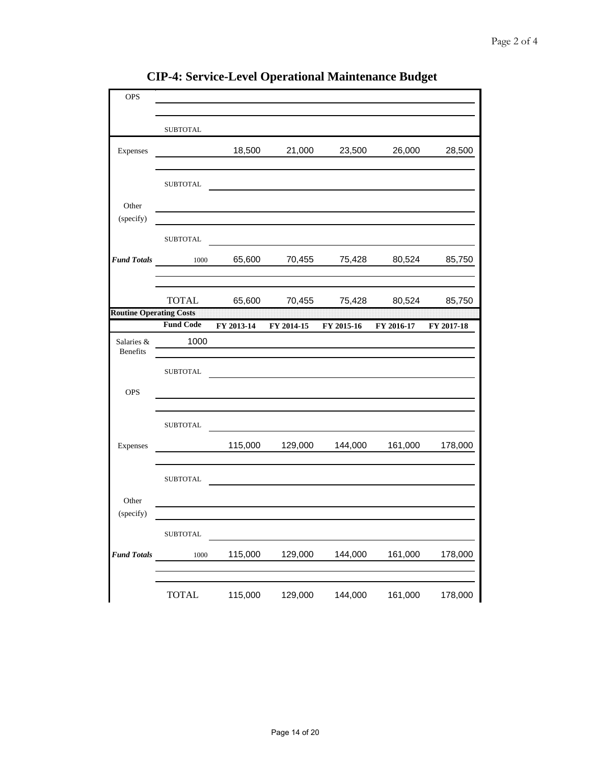# CIP-4: Service-Level Operational Maintenance Budget

| | | | | | | |
|---|---|---|---|---|---|---|
| OPS | | | | | | |
| | | | | | | |
| | SUBTOTAL | | | | | |
| Expenses | | 18,500 | 21,000 | 23,500 | 26,000 | 28,500 |
| | | | | | | |
| | SUBTOTAL | | | | | |
| Other (specify) | | | | | | |
| | | | | | | |
| | SUBTOTAL | | | | | |
| *Fund Totals* | 1000 | 65,600 | 70,455 | 75,428 | 80,524 | 85,750 |
| | | | | | | |
| | TOTAL | 65,600 | 70,455 | 75,428 | 80,524 | 85,750 |

**Routine Operating Costs**

| | Fund Code | FY 2013-14 | FY 2014-15 | FY 2015-16 | FY 2016-17 | FY 2017-18 |
|---|---|---|---|---|---|---|
| Salaries & Benefits | 1000 | | | | | |
| | | | | | | |
| | SUBTOTAL | | | | | |
| OPS | | | | | | |
| | | | | | | |
| | SUBTOTAL | | | | | |
| Expenses | | 115,000 | 129,000 | 144,000 | 161,000 | 178,000 |
| | | | | | | |
| | SUBTOTAL | | | | | |
| Other (specify) | | | | | | |
| | | | | | | |
| | SUBTOTAL | | | | | |
| *Fund Totals* | 1000 | 115,000 | 129,000 | 144,000 | 161,000 | 178,000 |
| | | | | | | |
| | TOTAL | 115,000 | 129,000 | 144,000 | 161,000 | 178,000 |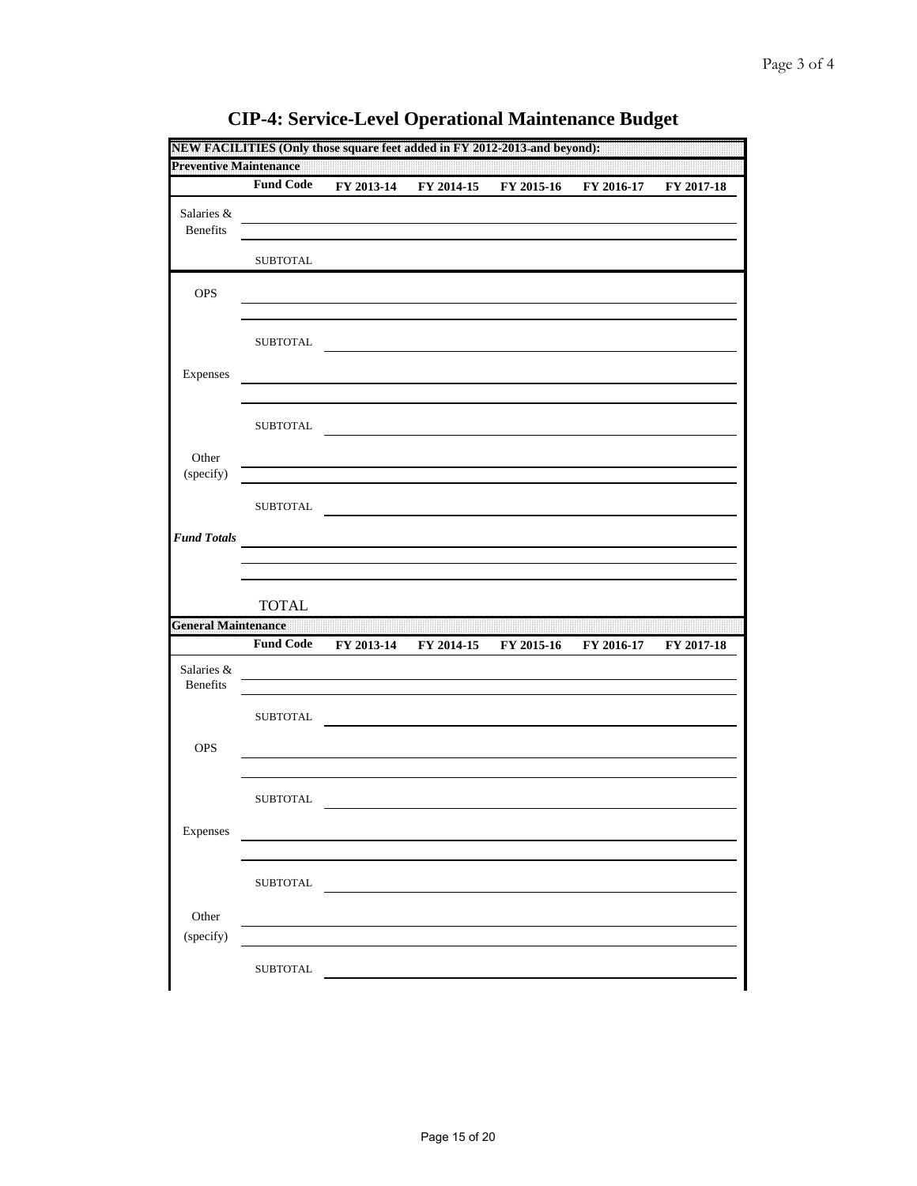# CIP-4: Service-Level Operational Maintenance Budget

| NEW FACILITIES (Only those square feet added in FY 2012-2013 and beyond): | | | | | | |
|---|---|---|---|---|---|---|
| **Preventive Maintenance** | | | | | | |
| | **Fund Code** | **FY 2013-14** | **FY 2014-15** | **FY 2015-16** | **FY 2016-17** | **FY 2017-18** |
| Salaries & Benefits | | | | | | |
| | | | | | | |
| | SUBTOTAL | | | | | |
| OPS | | | | | | |
| | | | | | | |
| | SUBTOTAL | | | | | |
| Expenses | | | | | | |
| | | | | | | |
| | SUBTOTAL | | | | | |
| Other (specify) | | | | | | |
| | | | | | | |
| | SUBTOTAL | | | | | |
| ***Fund Totals*** | | | | | | |
| | | | | | | |
| | | | | | | |
| | TOTAL | | | | | |
| **General Maintenance** | | | | | | |
| | **Fund Code** | **FY 2013-14** | **FY 2014-15** | **FY 2015-16** | **FY 2016-17** | **FY 2017-18** |
| Salaries & Benefits | | | | | | |
| | | | | | | |
| | SUBTOTAL | | | | | |
| OPS | | | | | | |
| | | | | | | |
| | SUBTOTAL | | | | | |
| Expenses | | | | | | |
| | | | | | | |
| | SUBTOTAL | | | | | |
| Other (specify) | | | | | | |
| | | | | | | |
| | SUBTOTAL | | | | | |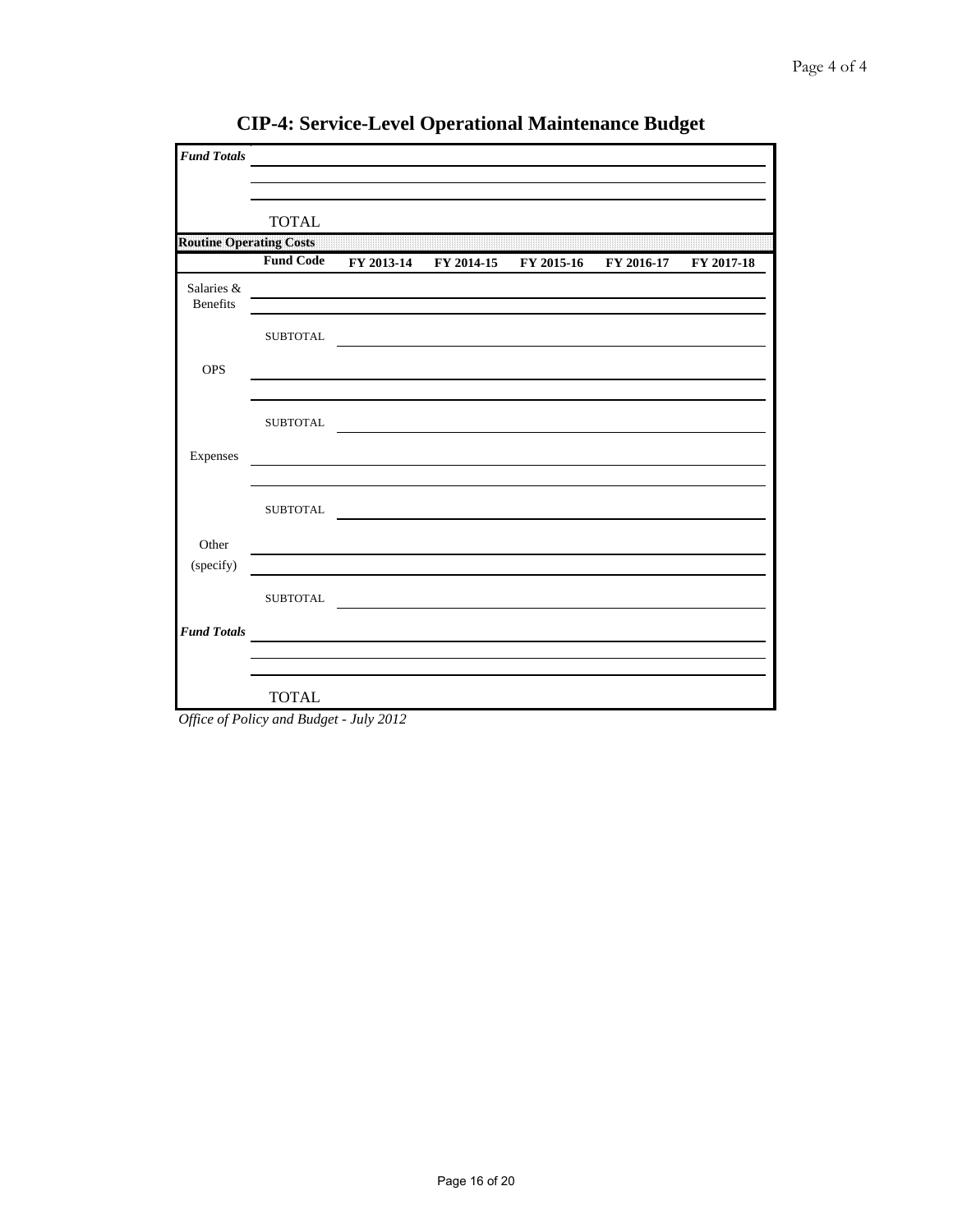# CIP-4: Service-Level Operational Maintenance Budget

| | | | | | | |
|---|---|---|---|---|---|---|
| ***Fund Totals*** | | | | | | |
| | | | | | | |
| | | | | | | |
| | TOTAL | | | | | |
| **Routine Operating Costs** | | | | | | |
| | **Fund Code** | **FY 2013-14** | **FY 2014-15** | **FY 2015-16** | **FY 2016-17** | **FY 2017-18** |
| Salaries & Benefits | | | | | | |
| | | | | | | |
| | SUBTOTAL | | | | | |
| OPS | | | | | | |
| | | | | | | |
| | SUBTOTAL | | | | | |
| Expenses | | | | | | |
| | | | | | | |
| | SUBTOTAL | | | | | |
| Other (specify) | | | | | | |
| | | | | | | |
| | SUBTOTAL | | | | | |
| ***Fund Totals*** | | | | | | |
| | | | | | | |
| | | | | | | |
| | TOTAL | | | | | |

*Office of Policy and Budget - July 2012*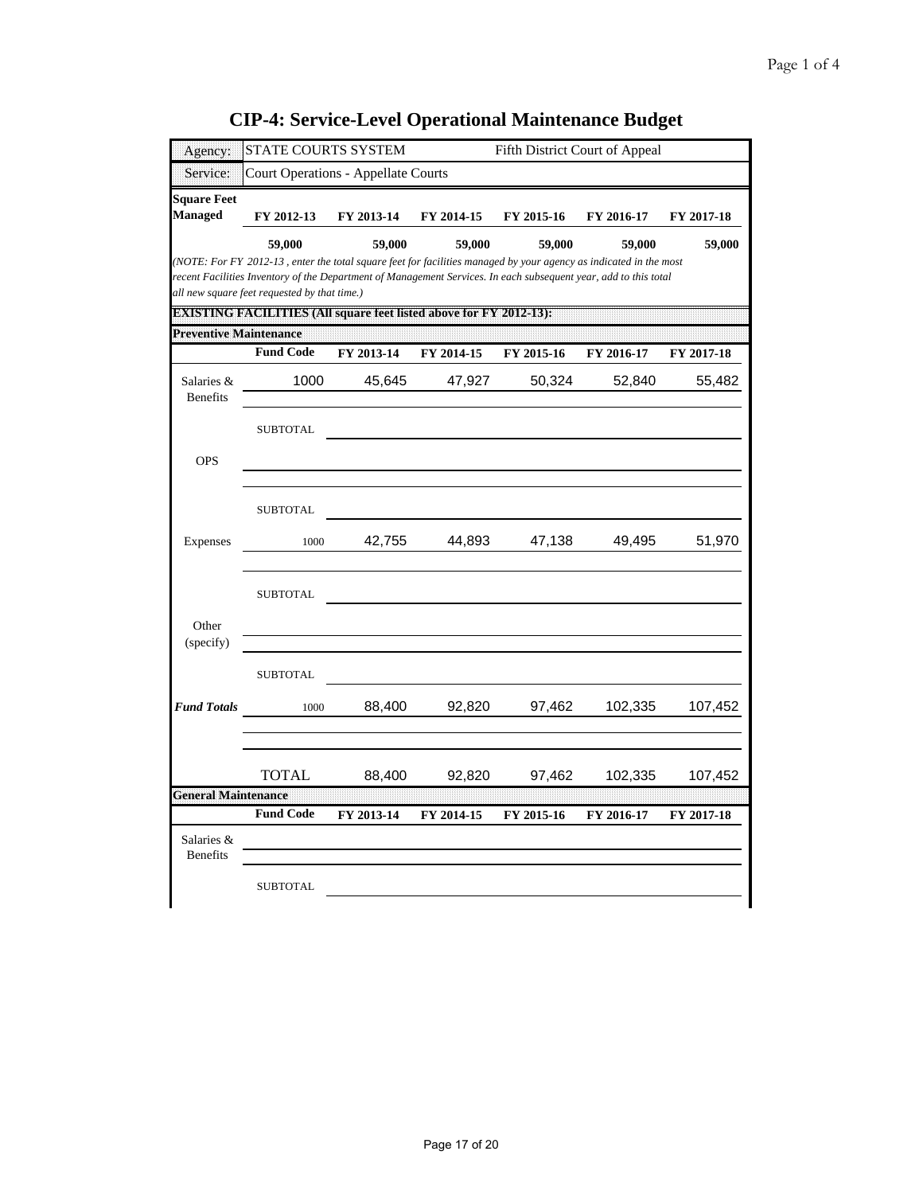# CIP-4: Service-Level Operational Maintenance Budget

| Agency: | STATE COURTS SYSTEM | | | Fifth District Court of Appeal | | |
|---|---|---|---|---|---|---|
| Service: | Court Operations - Appellate Courts | | | | | |

| Square Feet Managed | FY 2012-13 | FY 2013-14 | FY 2014-15 | FY 2015-16 | FY 2016-17 | FY 2017-18 |
|---|---|---|---|---|---|---|
| | 59,000 | 59,000 | 59,000 | 59,000 | 59,000 | 59,000 |

*(NOTE: For FY 2012-13 , enter the total square feet for facilities managed by your agency as indicated in the most recent Facilities Inventory of the Department of Management Services. In each subsequent year, add to this total all new square feet requested by that time.)*

**EXISTING FACILITIES (All square feet listed above for FY 2012-13):**

**Preventive Maintenance**

| | Fund Code | FY 2013-14 | FY 2014-15 | FY 2015-16 | FY 2016-17 | FY 2017-18 |
|---|---|---|---|---|---|---|
| Salaries & Benefits | 1000 | 45,645 | 47,927 | 50,324 | 52,840 | 55,482 |
| | | | | | | |
| | SUBTOTAL | | | | | |
| OPS | | | | | | |
| | | | | | | |
| | SUBTOTAL | | | | | |
| Expenses | 1000 | 42,755 | 44,893 | 47,138 | 49,495 | 51,970 |
| | | | | | | |
| | SUBTOTAL | | | | | |
| Other (specify) | | | | | | |
| | | | | | | |
| | SUBTOTAL | | | | | |
| *Fund Totals* | 1000 | 88,400 | 92,820 | 97,462 | 102,335 | 107,452 |
| | | | | | | |
| | | | | | | |
| | TOTAL | 88,400 | 92,820 | 97,462 | 102,335 | 107,452 |

**General Maintenance**

| | Fund Code | FY 2013-14 | FY 2014-15 | FY 2015-16 | FY 2016-17 | FY 2017-18 |
|---|---|---|---|---|---|---|
| Salaries & Benefits | | | | | | |
| | | | | | | |
| | SUBTOTAL | | | | | |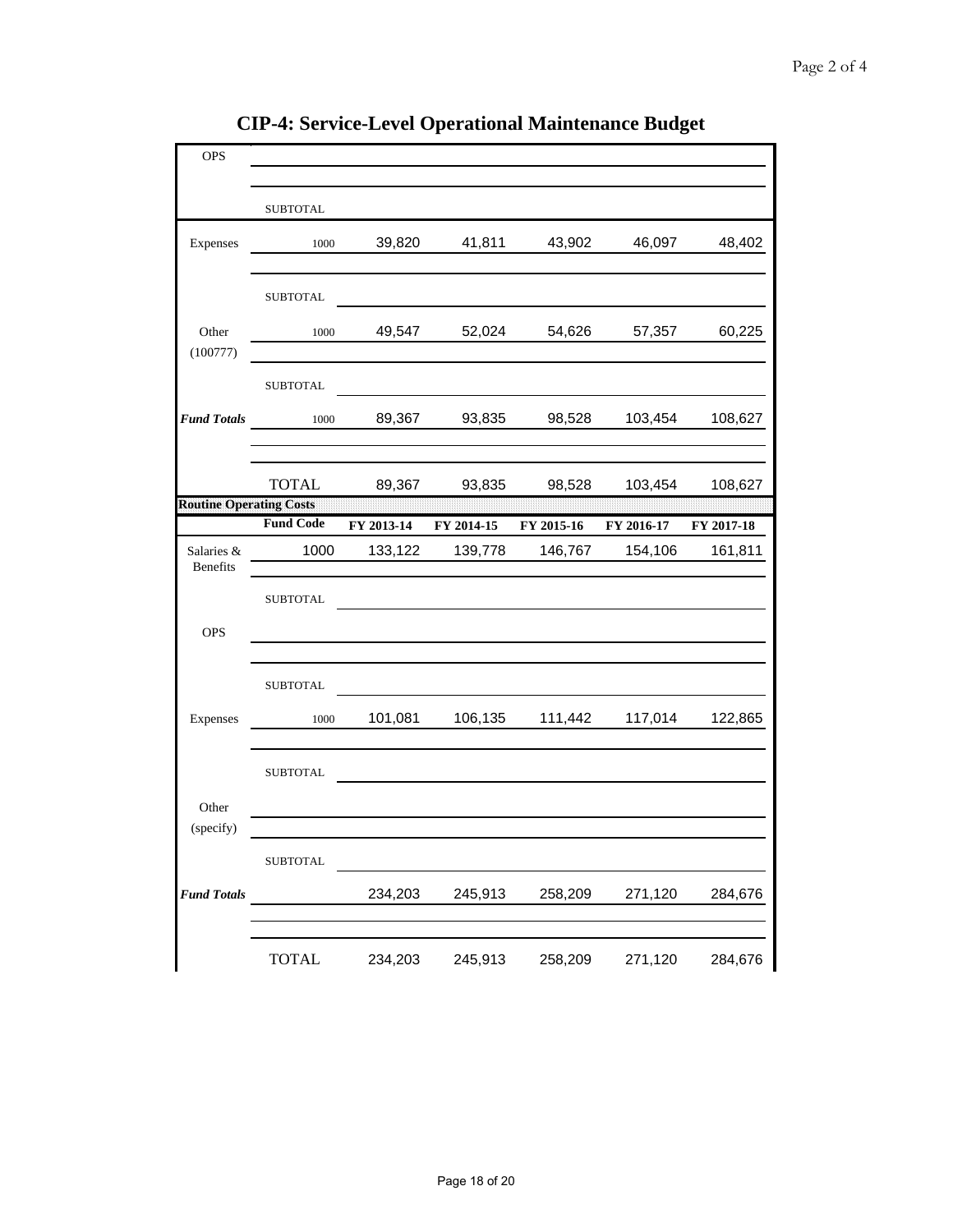# CIP-4: Service-Level Operational Maintenance Budget

| | | | | | | |
|---|---|---|---|---|---|---|
| OPS | | | | | | |
| | | | | | | |
| | SUBTOTAL | | | | | |
| Expenses | 1000 | 39,820 | 41,811 | 43,902 | 46,097 | 48,402 |
| | | | | | | |
| | SUBTOTAL | | | | | |
| Other (100777) | 1000 | 49,547 | 52,024 | 54,626 | 57,357 | 60,225 |
| | SUBTOTAL | | | | | |
| ***Fund Totals*** | 1000 | 89,367 | 93,835 | 98,528 | 103,454 | 108,627 |
| | | | | | | |
| | TOTAL | 89,367 | 93,835 | 98,528 | 103,454 | 108,627 |

**Routine Operating Costs**

| | **Fund Code** | **FY 2013-14** | **FY 2014-15** | **FY 2015-16** | **FY 2016-17** | **FY 2017-18** |
|---|---|---|---|---|---|---|
| Salaries & Benefits | 1000 | 133,122 | 139,778 | 146,767 | 154,106 | 161,811 |
| | SUBTOTAL | | | | | |
| OPS | | | | | | |
| | | | | | | |
| | SUBTOTAL | | | | | |
| Expenses | 1000 | 101,081 | 106,135 | 111,442 | 117,014 | 122,865 |
| | | | | | | |
| | SUBTOTAL | | | | | |
| Other (specify) | | | | | | |
| | SUBTOTAL | | | | | |
| ***Fund Totals*** | | 234,203 | 245,913 | 258,209 | 271,120 | 284,676 |
| | | | | | | |
| | TOTAL | 234,203 | 245,913 | 258,209 | 271,120 | 284,676 |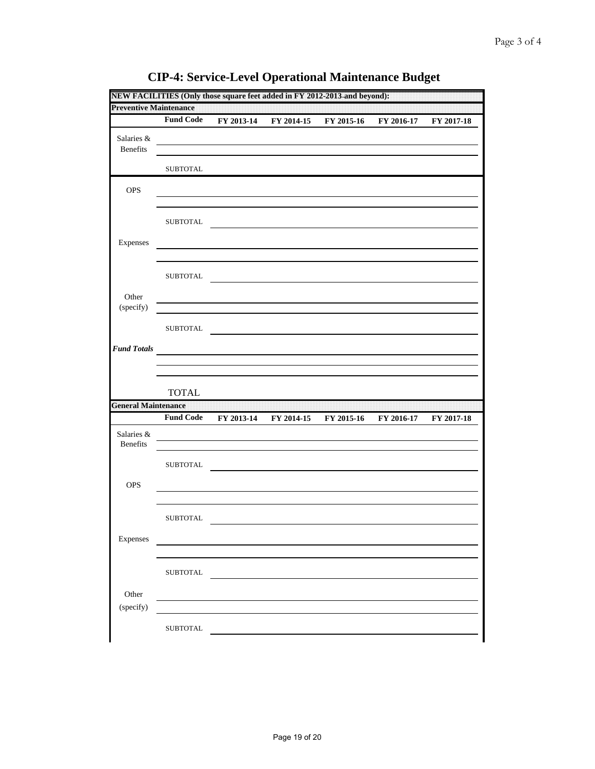# CIP-4: Service-Level Operational Maintenance Budget

**NEW FACILITIES (Only those square feet added in FY 2012-2013 and beyond):**

**Preventive Maintenance**

| | Fund Code | FY 2013-14 | FY 2014-15 | FY 2015-16 | FY 2016-17 | FY 2017-18 |
|---|---|---|---|---|---|---|
| Salaries & Benefits | | | | | | |
| | | | | | | |
| | SUBTOTAL | | | | | |
| OPS | | | | | | |
| | | | | | | |
| | SUBTOTAL | | | | | |
| Expenses | | | | | | |
| | | | | | | |
| | SUBTOTAL | | | | | |
| Other (specify) | | | | | | |
| | | | | | | |
| | SUBTOTAL | | | | | |
| *Fund Totals* | | | | | | |
| | | | | | | |
| | | | | | | |
| | TOTAL | | | | | |

**General Maintenance**

| | Fund Code | FY 2013-14 | FY 2014-15 | FY 2015-16 | FY 2016-17 | FY 2017-18 |
|---|---|---|---|---|---|---|
| Salaries & Benefits | | | | | | |
| | | | | | | |
| | SUBTOTAL | | | | | |
| OPS | | | | | | |
| | | | | | | |
| | SUBTOTAL | | | | | |
| Expenses | | | | | | |
| | | | | | | |
| | SUBTOTAL | | | | | |
| Other (specify) | | | | | | |
| | | | | | | |
| | SUBTOTAL | | | | | |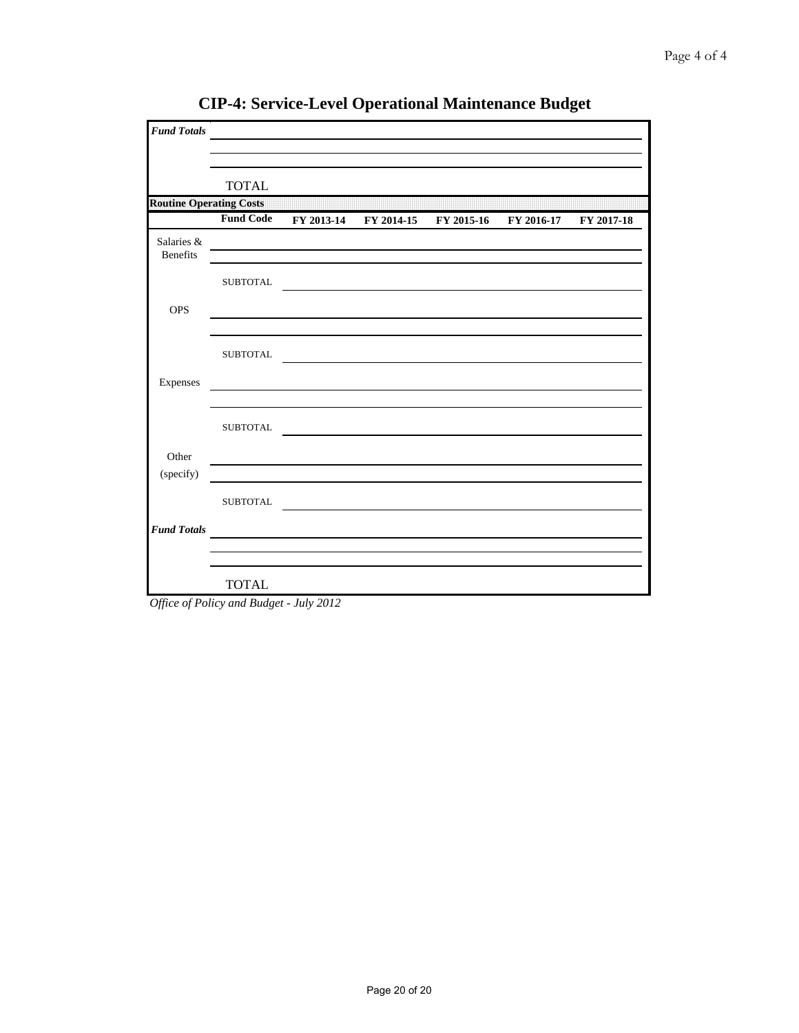# CIP-4: Service-Level Operational Maintenance Budget

| | | | | | | |
|---|---|---|---|---|---|---|
| ***Fund Totals*** | | | | | | |
| | | | | | | |
| | | | | | | |
| | TOTAL | | | | | |
| **Routine Operating Costs** | | | | | | |
| | **Fund Code** | **FY 2013-14** | **FY 2014-15** | **FY 2015-16** | **FY 2016-17** | **FY 2017-18** |
| Salaries & Benefits | | | | | | |
| | | | | | | |
| | SUBTOTAL | | | | | |
| OPS | | | | | | |
| | | | | | | |
| | SUBTOTAL | | | | | |
| Expenses | | | | | | |
| | | | | | | |
| | SUBTOTAL | | | | | |
| Other (specify) | | | | | | |
| | | | | | | |
| | SUBTOTAL | | | | | |
| ***Fund Totals*** | | | | | | |
| | | | | | | |
| | | | | | | |
| | TOTAL | | | | | |

*Office of Policy and Budget - July 2012*